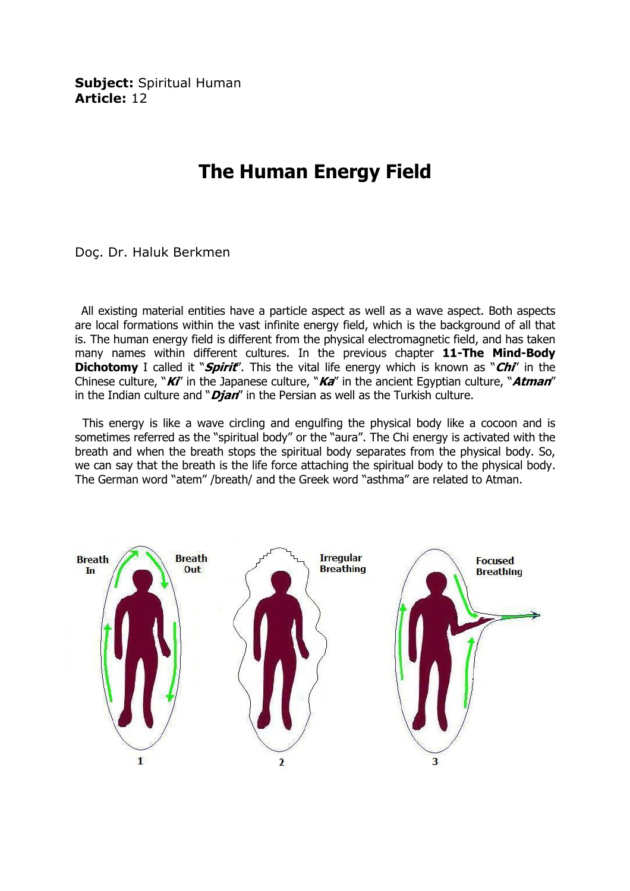**Subject:** Spiritual Human
**Article:** 12

# The Human Energy Field

Doç. Dr. Haluk Berkmen

All existing material entities have a particle aspect as well as a wave aspect. Both aspects are local formations within the vast infinite energy field, which is the background of all that is. The human energy field is different from the physical electromagnetic field, and has taken many names within different cultures. In the previous chapter **11-The Mind-Body Dichotomy** I called it "***Spirit***". This the vital life energy which is known as "***Chi***" in the Chinese culture, "***Ki***" in the Japanese culture, "***Ka***" in the ancient Egyptian culture, "***Atman***" in the Indian culture and "***Djan***" in the Persian as well as the Turkish culture.

This energy is like a wave circling and engulfing the physical body like a cocoon and is sometimes referred as the "spiritual body" or the "aura". The Chi energy is activated with the breath and when the breath stops the spiritual body separates from the physical body. So, we can say that the breath is the life force attaching the spiritual body to the physical body. The German word "atem" /breath/ and the Greek word "asthma" are related to Atman.

Breath In — Breath Out — 1

Irregular Breathing — 2

Focused Breathing — 3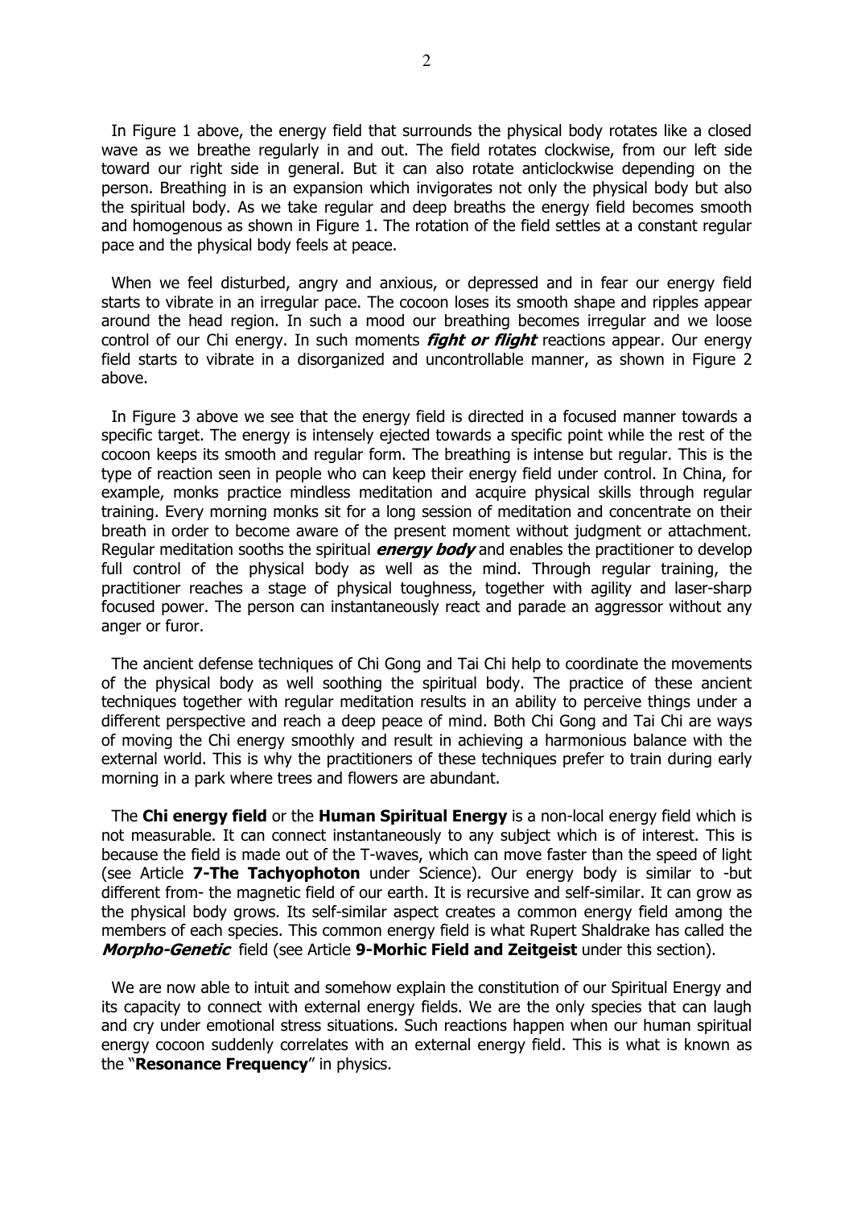In Figure 1 above, the energy field that surrounds the physical body rotates like a closed wave as we breathe regularly in and out. The field rotates clockwise, from our left side toward our right side in general. But it can also rotate anticlockwise depending on the person. Breathing in is an expansion which invigorates not only the physical body but also the spiritual body. As we take regular and deep breaths the energy field becomes smooth and homogenous as shown in Figure 1. The rotation of the field settles at a constant regular pace and the physical body feels at peace.

When we feel disturbed, angry and anxious, or depressed and in fear our energy field starts to vibrate in an irregular pace. The cocoon loses its smooth shape and ripples appear around the head region. In such a mood our breathing becomes irregular and we loose control of our Chi energy. In such moments ***fight or flight*** reactions appear. Our energy field starts to vibrate in a disorganized and uncontrollable manner, as shown in Figure 2 above.

In Figure 3 above we see that the energy field is directed in a focused manner towards a specific target. The energy is intensely ejected towards a specific point while the rest of the cocoon keeps its smooth and regular form. The breathing is intense but regular. This is the type of reaction seen in people who can keep their energy field under control. In China, for example, monks practice mindless meditation and acquire physical skills through regular training. Every morning monks sit for a long session of meditation and concentrate on their breath in order to become aware of the present moment without judgment or attachment. Regular meditation sooths the spiritual ***energy body*** and enables the practitioner to develop full control of the physical body as well as the mind. Through regular training, the practitioner reaches a stage of physical toughness, together with agility and laser-sharp focused power. The person can instantaneously react and parade an aggressor without any anger or furor.

The ancient defense techniques of Chi Gong and Tai Chi help to coordinate the movements of the physical body as well soothing the spiritual body. The practice of these ancient techniques together with regular meditation results in an ability to perceive things under a different perspective and reach a deep peace of mind. Both Chi Gong and Tai Chi are ways of moving the Chi energy smoothly and result in achieving a harmonious balance with the external world. This is why the practitioners of these techniques prefer to train during early morning in a park where trees and flowers are abundant.

The **Chi energy field** or the **Human Spiritual Energy** is a non-local energy field which is not measurable. It can connect instantaneously to any subject which is of interest. This is because the field is made out of the T-waves, which can move faster than the speed of light (see Article **7-The Tachyophoton** under Science). Our energy body is similar to -but different from- the magnetic field of our earth. It is recursive and self-similar. It can grow as the physical body grows. Its self-similar aspect creates a common energy field among the members of each species. This common energy field is what Rupert Shaldrake has called the ***Morpho-Genetic*** field (see Article **9-Morhic Field and Zeitgeist** under this section).

We are now able to intuit and somehow explain the constitution of our Spiritual Energy and its capacity to connect with external energy fields. We are the only species that can laugh and cry under emotional stress situations. Such reactions happen when our human spiritual energy cocoon suddenly correlates with an external energy field. This is what is known as the "**Resonance Frequency**" in physics.